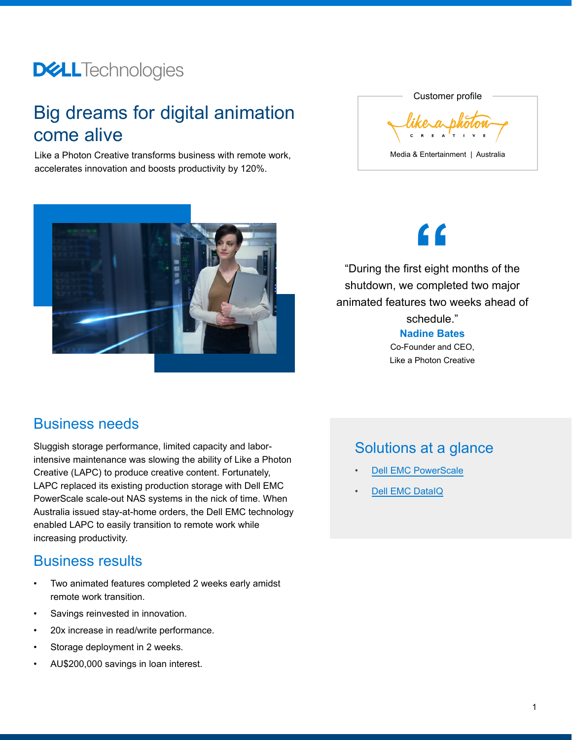# Big dreams for digital animation come alive

Like a Photon Creative transforms business with remote work, accelerates innovation and boosts productivity by 120%.

Customer profile

Media & Entertainment | Australia

"During the first eight months of the shutdown, we completed two major animated features two weeks ahead of schedule."

**Nadine Bates**
Co-Founder and CEO,
Like a Photon Creative

## Business needs

Sluggish storage performance, limited capacity and labor-intensive maintenance was slowing the ability of Like a Photon Creative (LAPC) to produce creative content. Fortunately, LAPC replaced its existing production storage with Dell EMC PowerScale scale-out NAS systems in the nick of time. When Australia issued stay-at-home orders, the Dell EMC technology enabled LAPC to easily transition to remote work while increasing productivity.

## Business results

- Two animated features completed 2 weeks early amidst remote work transition.
- Savings reinvested in innovation.
- 20x increase in read/write performance.
- Storage deployment in 2 weeks.
- AU$200,000 savings in loan interest.

## Solutions at a glance

- Dell EMC PowerScale
- Dell EMC DataIQ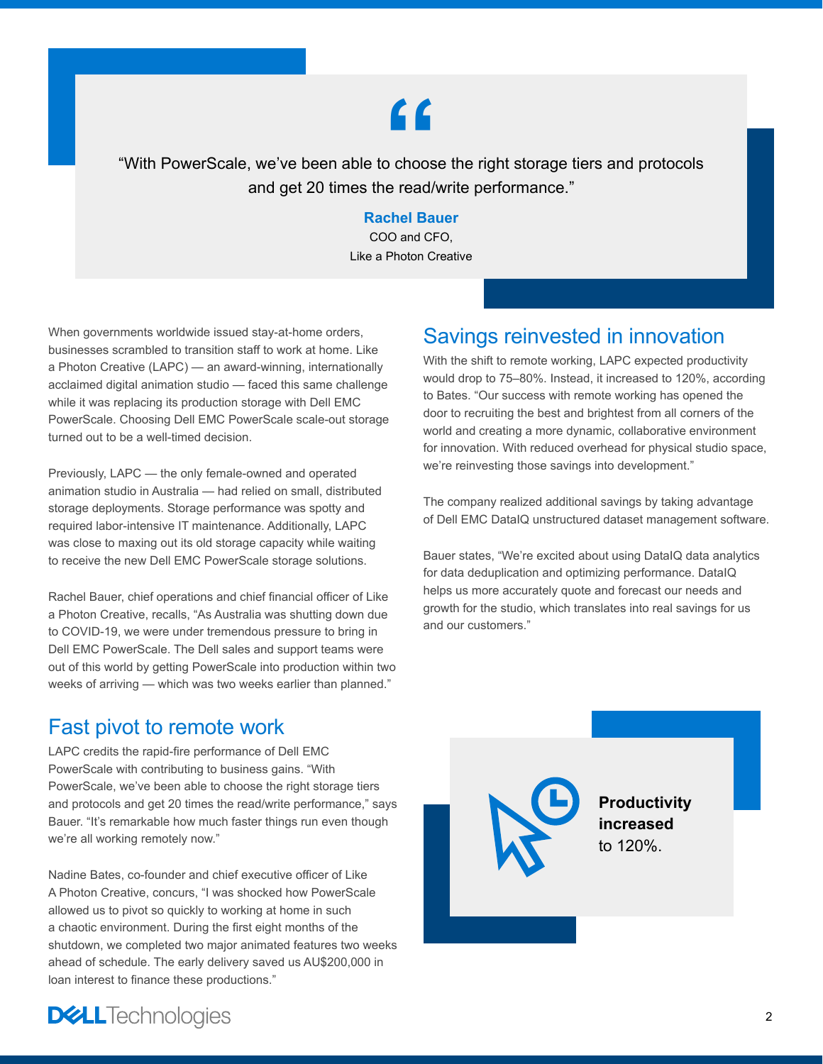> “With PowerScale, we’ve been able to choose the right storage tiers and protocols and get 20 times the read/write performance.”
>
> **Rachel Bauer**
> COO and CFO,
> Like a Photon Creative

When governments worldwide issued stay-at-home orders, businesses scrambled to transition staff to work at home. Like a Photon Creative (LAPC) — an award-winning, internationally acclaimed digital animation studio — faced this same challenge while it was replacing its production storage with Dell EMC PowerScale. Choosing Dell EMC PowerScale scale-out storage turned out to be a well-timed decision.

Previously, LAPC — the only female-owned and operated animation studio in Australia — had relied on small, distributed storage deployments. Storage performance was spotty and required labor-intensive IT maintenance. Additionally, LAPC was close to maxing out its old storage capacity while waiting to receive the new Dell EMC PowerScale storage solutions.

Rachel Bauer, chief operations and chief financial officer of Like a Photon Creative, recalls, “As Australia was shutting down due to COVID-19, we were under tremendous pressure to bring in Dell EMC PowerScale. The Dell sales and support teams were out of this world by getting PowerScale into production within two weeks of arriving — which was two weeks earlier than planned.”

## Fast pivot to remote work

LAPC credits the rapid-fire performance of Dell EMC PowerScale with contributing to business gains. “With PowerScale, we’ve been able to choose the right storage tiers and protocols and get 20 times the read/write performance,” says Bauer. “It’s remarkable how much faster things run even though we’re all working remotely now.”

Nadine Bates, co-founder and chief executive officer of Like A Photon Creative, concurs, “I was shocked how PowerScale allowed us to pivot so quickly to working at home in such a chaotic environment. During the first eight months of the shutdown, we completed two major animated features two weeks ahead of schedule. The early delivery saved us AU$200,000 in loan interest to finance these productions.”

## Savings reinvested in innovation

With the shift to remote working, LAPC expected productivity would drop to 75–80%. Instead, it increased to 120%, according to Bates. “Our success with remote working has opened the door to recruiting the best and brightest from all corners of the world and creating a more dynamic, collaborative environment for innovation. With reduced overhead for physical studio space, we’re reinvesting those savings into development.”

The company realized additional savings by taking advantage of Dell EMC DataIQ unstructured dataset management software.

Bauer states, “We’re excited about using DataIQ data analytics for data deduplication and optimizing performance. DataIQ helps us more accurately quote and forecast our needs and growth for the studio, which translates into real savings for us and our customers.”

**Productivity increased** to 120%.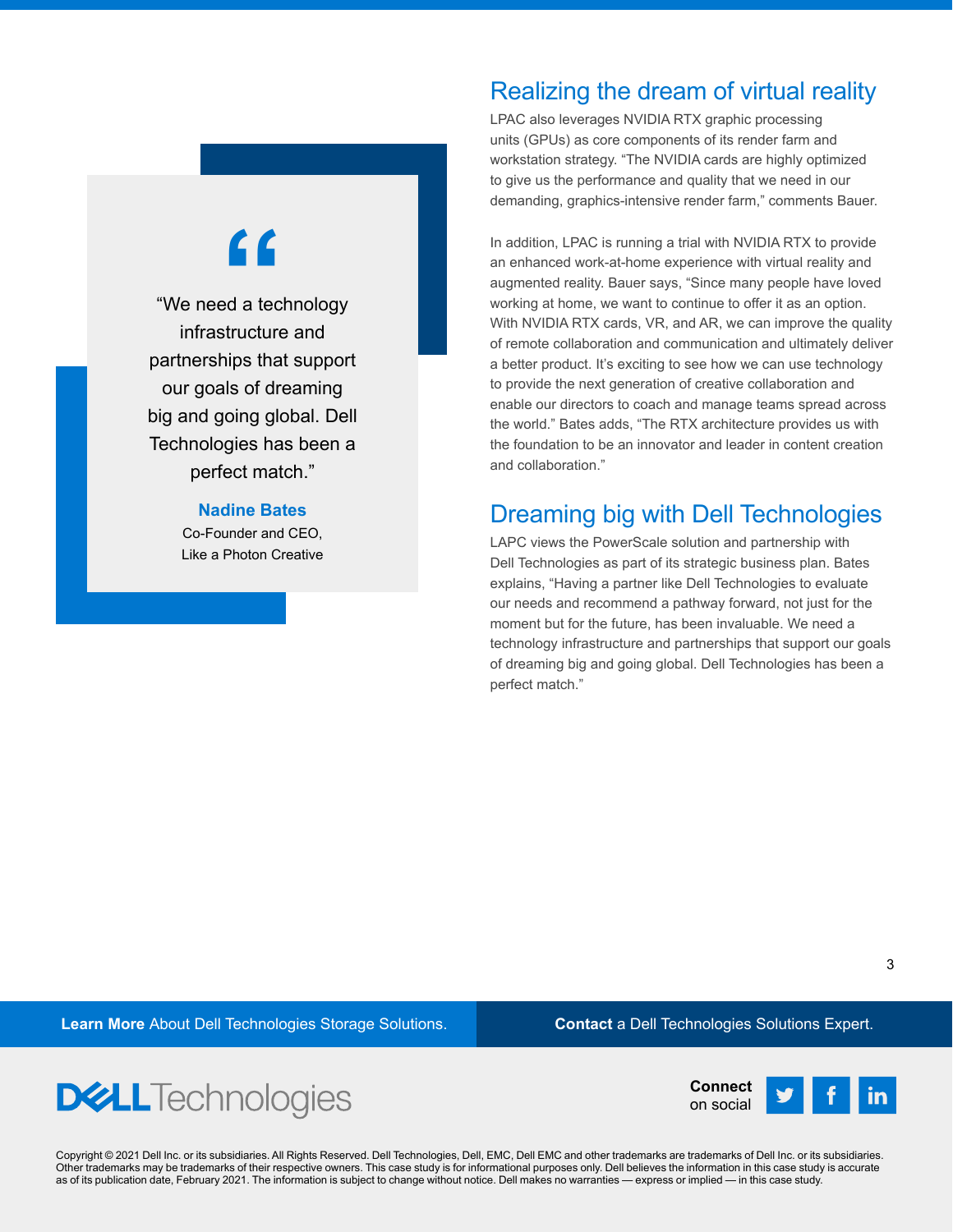> “We need a technology infrastructure and partnerships that support our goals of dreaming big and going global. Dell Technologies has been a perfect match.”
>
> **Nadine Bates**
> Co-Founder and CEO,
> Like a Photon Creative

## Realizing the dream of virtual reality

LPAC also leverages NVIDIA RTX graphic processing units (GPUs) as core components of its render farm and workstation strategy. “The NVIDIA cards are highly optimized to give us the performance and quality that we need in our demanding, graphics-intensive render farm,” comments Bauer.

In addition, LPAC is running a trial with NVIDIA RTX to provide an enhanced work-at-home experience with virtual reality and augmented reality. Bauer says, “Since many people have loved working at home, we want to continue to offer it as an option. With NVIDIA RTX cards, VR, and AR, we can improve the quality of remote collaboration and communication and ultimately deliver a better product. It’s exciting to see how we can use technology to provide the next generation of creative collaboration and enable our directors to coach and manage teams spread across the world.” Bates adds, “The RTX architecture provides us with the foundation to be an innovator and leader in content creation and collaboration.”

## Dreaming big with Dell Technologies

LAPC views the PowerScale solution and partnership with Dell Technologies as part of its strategic business plan. Bates explains, “Having a partner like Dell Technologies to evaluate our needs and recommend a pathway forward, not just for the moment but for the future, has been invaluable. We need a technology infrastructure and partnerships that support our goals of dreaming big and going global. Dell Technologies has been a perfect match.”

**Learn More** About Dell Technologies Storage Solutions.

**Contact** a Dell Technologies Solutions Expert.

DELL Technologies

**Connect** on social

Copyright © 2021 Dell Inc. or its subsidiaries. All Rights Reserved. Dell Technologies, Dell, EMC, Dell EMC and other trademarks are trademarks of Dell Inc. or its subsidiaries. Other trademarks may be trademarks of their respective owners. This case study is for informational purposes only. Dell believes the information in this case study is accurate as of its publication date, February 2021. The information is subject to change without notice. Dell makes no warranties — express or implied — in this case study.